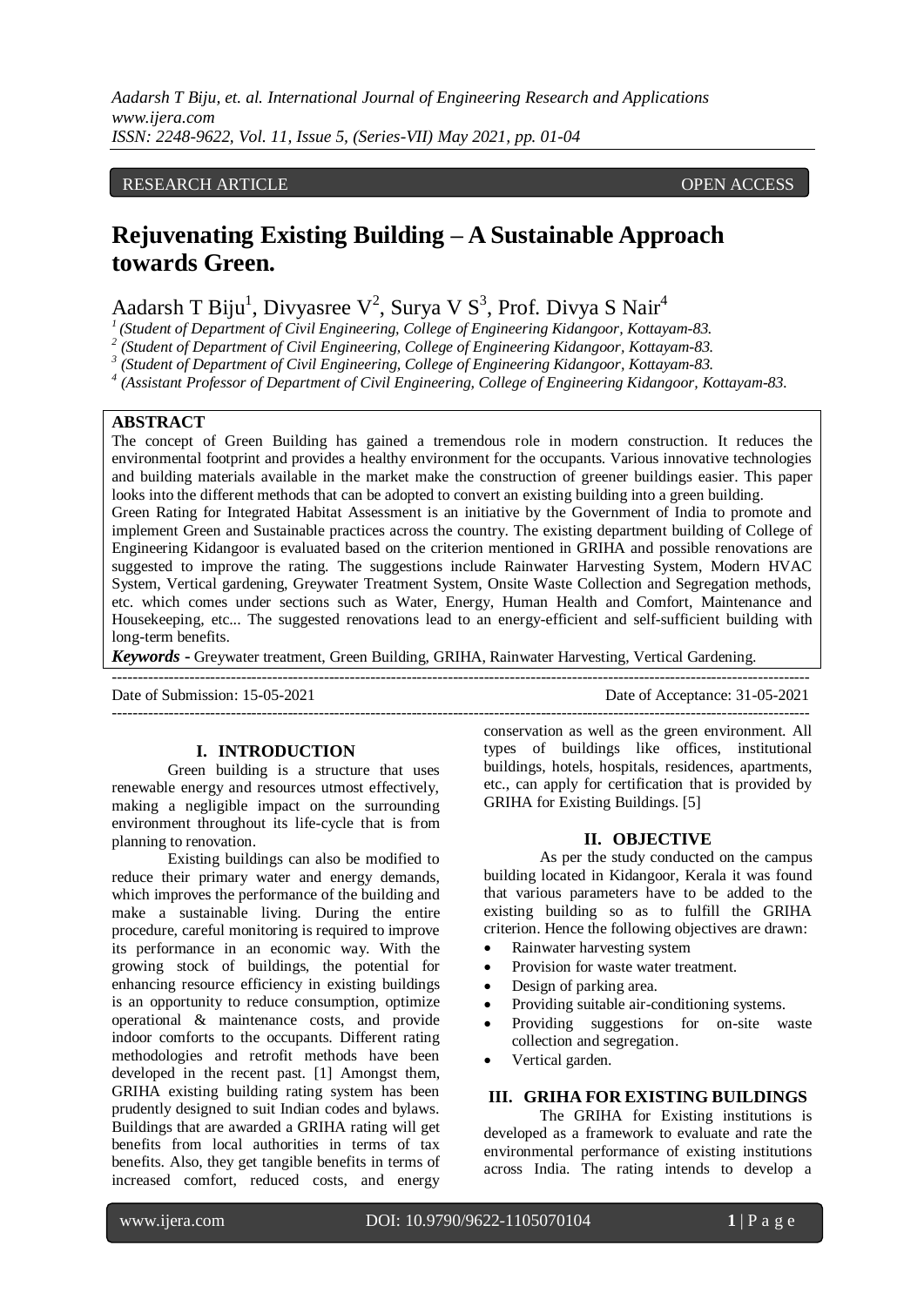RESEARCH ARTICLE OPEN ACCESS

# Rejuvenating Existing Building – A Sustainable Approach towards Green.

Aadarsh T Biju[1], Divyasree V[2], Surya V S[3], Prof. Divya S Nair[4]

[1] (Student of Department of Civil Engineering, College of Engineering Kidangoor, Kottayam-83.
[2] (Student of Department of Civil Engineering, College of Engineering Kidangoor, Kottayam-83.
[3] (Student of Department of Civil Engineering, College of Engineering Kidangoor, Kottayam-83.
[4] (Assistant Professor of Department of Civil Engineering, College of Engineering Kidangoor, Kottayam-83.

## ABSTRACT

The concept of Green Building has gained a tremendous role in modern construction. It reduces the environmental footprint and provides a healthy environment for the occupants. Various innovative technologies and building materials available in the market make the construction of greener buildings easier. This paper looks into the different methods that can be adopted to convert an existing building into a green building.

Green Rating for Integrated Habitat Assessment is an initiative by the Government of India to promote and implement Green and Sustainable practices across the country. The existing department building of College of Engineering Kidangoor is evaluated based on the criterion mentioned in GRIHA and possible renovations are suggested to improve the rating. The suggestions include Rainwater Harvesting System, Modern HVAC System, Vertical gardening, Greywater Treatment System, Onsite Waste Collection and Segregation methods, etc. which comes under sections such as Water, Energy, Human Health and Comfort, Maintenance and Housekeeping, etc... The suggested renovations lead to an energy-efficient and self-sufficient building with long-term benefits.

***Keywords*** **-** Greywater treatment, Green Building, GRIHA, Rainwater Harvesting, Vertical Gardening.

---

Date of Submission: 15-05-2021 Date of Acceptance: 31-05-2021

---

## I. INTRODUCTION

Green building is a structure that uses renewable energy and resources utmost effectively, making a negligible impact on the surrounding environment throughout its life-cycle that is from planning to renovation.

Existing buildings can also be modified to reduce their primary water and energy demands, which improves the performance of the building and make a sustainable living. During the entire procedure, careful monitoring is required to improve its performance in an economic way. With the growing stock of buildings, the potential for enhancing resource efficiency in existing buildings is an opportunity to reduce consumption, optimize operational & maintenance costs, and provide indoor comforts to the occupants. Different rating methodologies and retrofit methods have been developed in the recent past. [1] Amongst them, GRIHA existing building rating system has been prudently designed to suit Indian codes and bylaws. Buildings that are awarded a GRIHA rating will get benefits from local authorities in terms of tax benefits. Also, they get tangible benefits in terms of increased comfort, reduced costs, and energy conservation as well as the green environment. All types of buildings like offices, institutional buildings, hotels, hospitals, residences, apartments, etc., can apply for certification that is provided by GRIHA for Existing Buildings. [5]

## II. OBJECTIVE

As per the study conducted on the campus building located in Kidangoor, Kerala it was found that various parameters have to be added to the existing building so as to fulfill the GRIHA criterion. Hence the following objectives are drawn:

- Rainwater harvesting system
- Provision for waste water treatment.
- Design of parking area.
- Providing suitable air-conditioning systems.
- Providing suggestions for on-site waste collection and segregation.
- Vertical garden.

## III. GRIHA FOR EXISTING BUILDINGS

The GRIHA for Existing institutions is developed as a framework to evaluate and rate the environmental performance of existing institutions across India. The rating intends to develop a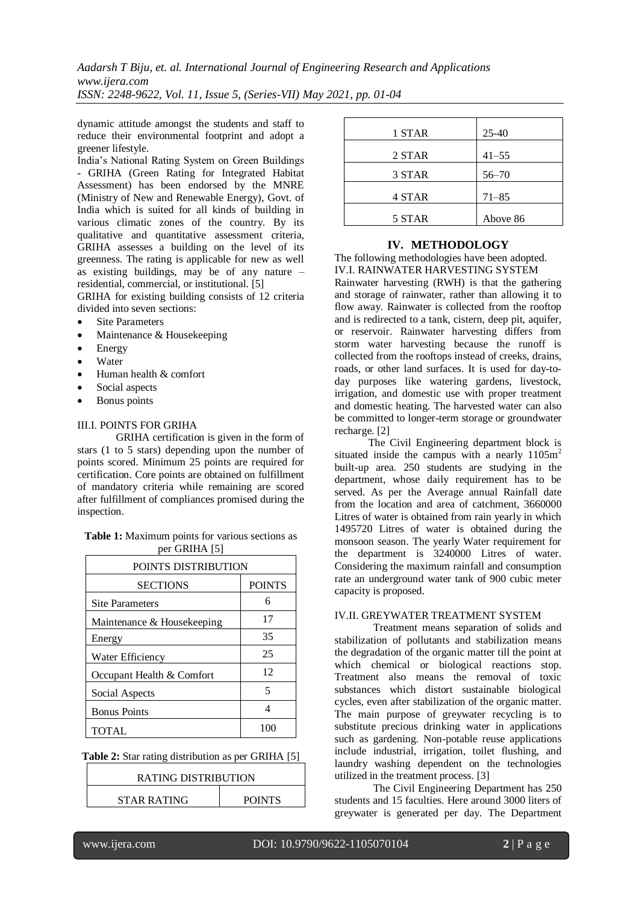dynamic attitude amongst the students and staff to reduce their environmental footprint and adopt a greener lifestyle.

India's National Rating System on Green Buildings - GRIHA (Green Rating for Integrated Habitat Assessment) has been endorsed by the MNRE (Ministry of New and Renewable Energy), Govt. of India which is suited for all kinds of building in various climatic zones of the country. By its qualitative and quantitative assessment criteria, GRIHA assesses a building on the level of its greenness. The rating is applicable for new as well as existing buildings, may be of any nature – residential, commercial, or institutional. [5]

GRIHA for existing building consists of 12 criteria divided into seven sections:

- Site Parameters
- Maintenance & Housekeeping
- Energy
- Water
- Human health & comfort
- Social aspects
- Bonus points

### III.I. POINTS FOR GRIHA

GRIHA certification is given in the form of stars (1 to 5 stars) depending upon the number of points scored. Minimum 25 points are required for certification. Core points are obtained on fulfillment of mandatory criteria while remaining are scored after fulfillment of compliances promised during the inspection.

**Table 1:** Maximum points for various sections as per GRIHA [5]

| POINTS DISTRIBUTION | |
|---|---|
| SECTIONS | POINTS |
| Site Parameters | 6 |
| Maintenance & Housekeeping | 17 |
| Energy | 35 |
| Water Efficiency | 25 |
| Occupant Health & Comfort | 12 |
| Social Aspects | 5 |
| Bonus Points | 4 |
| TOTAL | 100 |

**Table 2:** Star rating distribution as per GRIHA [5]

| RATING DISTRIBUTION | |
|---|---|
| STAR RATING | POINTS |
| 1 STAR | 25-40 |
| 2 STAR | 41–55 |
| 3 STAR | 56–70 |
| 4 STAR | 71–85 |
| 5 STAR | Above 86 |

## IV. METHODOLOGY

The following methodologies have been adopted.

### IV.I. RAINWATER HARVESTING SYSTEM

Rainwater harvesting (RWH) is that the gathering and storage of rainwater, rather than allowing it to flow away. Rainwater is collected from the rooftop and is redirected to a tank, cistern, deep pit, aquifer, or reservoir. Rainwater harvesting differs from storm water harvesting because the runoff is collected from the rooftops instead of creeks, drains, roads, or other land surfaces. It is used for day-to-day purposes like watering gardens, livestock, irrigation, and domestic use with proper treatment and domestic heating. The harvested water can also be committed to longer-term storage or groundwater recharge. [2]

The Civil Engineering department block is situated inside the campus with a nearly 1105m$^2$ built-up area. 250 students are studying in the department, whose daily requirement has to be served. As per the Average annual Rainfall date from the location and area of catchment, 3660000 Litres of water is obtained from rain yearly in which 1495720 Litres of water is obtained during the monsoon season. The yearly Water requirement for the department is 3240000 Litres of water. Considering the maximum rainfall and consumption rate an underground water tank of 900 cubic meter capacity is proposed.

### IV.II. GREYWATER TREATMENT SYSTEM

Treatment means separation of solids and stabilization of pollutants and stabilization means the degradation of the organic matter till the point at which chemical or biological reactions stop. Treatment also means the removal of toxic substances which distort sustainable biological cycles, even after stabilization of the organic matter. The main purpose of greywater recycling is to substitute precious drinking water in applications such as gardening. Non-potable reuse applications include industrial, irrigation, toilet flushing, and laundry washing dependent on the technologies utilized in the treatment process. [3]

The Civil Engineering Department has 250 students and 15 faculties. Here around 3000 liters of greywater is generated per day. The Department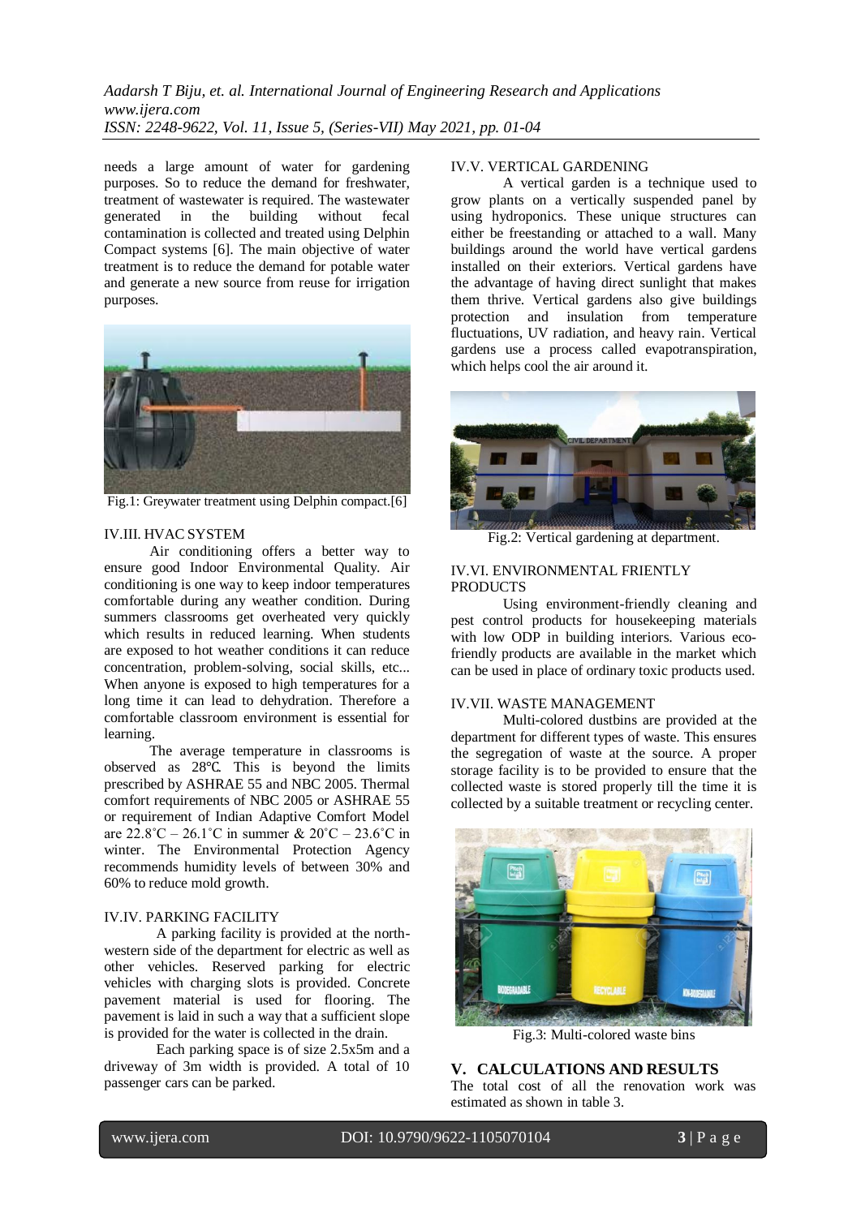needs a large amount of water for gardening purposes. So to reduce the demand for freshwater, treatment of wastewater is required. The wastewater generated in the building without fecal contamination is collected and treated using Delphin Compact systems [6]. The main objective of water treatment is to reduce the demand for potable water and generate a new source from reuse for irrigation purposes.

Fig.1: Greywater treatment using Delphin compact.[6]

### IV.III. HVAC SYSTEM

Air conditioning offers a better way to ensure good Indoor Environmental Quality. Air conditioning is one way to keep indoor temperatures comfortable during any weather condition. During summers classrooms get overheated very quickly which results in reduced learning. When students are exposed to hot weather conditions it can reduce concentration, problem-solving, social skills, etc... When anyone is exposed to high temperatures for a long time it can lead to dehydration. Therefore a comfortable classroom environment is essential for learning.

The average temperature in classrooms is observed as 28℃. This is beyond the limits prescribed by ASHRAE 55 and NBC 2005. Thermal comfort requirements of NBC 2005 or ASHRAE 55 or requirement of Indian Adaptive Comfort Model are 22.8˚C – 26.1˚C in summer & 20˚C – 23.6˚C in winter. The Environmental Protection Agency recommends humidity levels of between 30% and 60% to reduce mold growth.

### IV.IV. PARKING FACILITY

A parking facility is provided at the north-western side of the department for electric as well as other vehicles. Reserved parking for electric vehicles with charging slots is provided. Concrete pavement material is used for flooring. The pavement is laid in such a way that a sufficient slope is provided for the water is collected in the drain.

Each parking space is of size 2.5x5m and a driveway of 3m width is provided. A total of 10 passenger cars can be parked.

### IV.V. VERTICAL GARDENING

A vertical garden is a technique used to grow plants on a vertically suspended panel by using hydroponics. These unique structures can either be freestanding or attached to a wall. Many buildings around the world have vertical gardens installed on their exteriors. Vertical gardens have the advantage of having direct sunlight that makes them thrive. Vertical gardens also give buildings protection and insulation from temperature fluctuations, UV radiation, and heavy rain. Vertical gardens use a process called evapotranspiration, which helps cool the air around it.

Fig.2: Vertical gardening at department.

### IV.VI. ENVIRONMENTAL FRIENTLY PRODUCTS

Using environment-friendly cleaning and pest control products for housekeeping materials with low ODP in building interiors. Various eco-friendly products are available in the market which can be used in place of ordinary toxic products used.

### IV.VII. WASTE MANAGEMENT

Multi-colored dustbins are provided at the department for different types of waste. This ensures the segregation of waste at the source. A proper storage facility is to be provided to ensure that the collected waste is stored properly till the time it is collected by a suitable treatment or recycling center.

Fig.3: Multi-colored waste bins

## V. CALCULATIONS AND RESULTS

The total cost of all the renovation work was estimated as shown in table 3.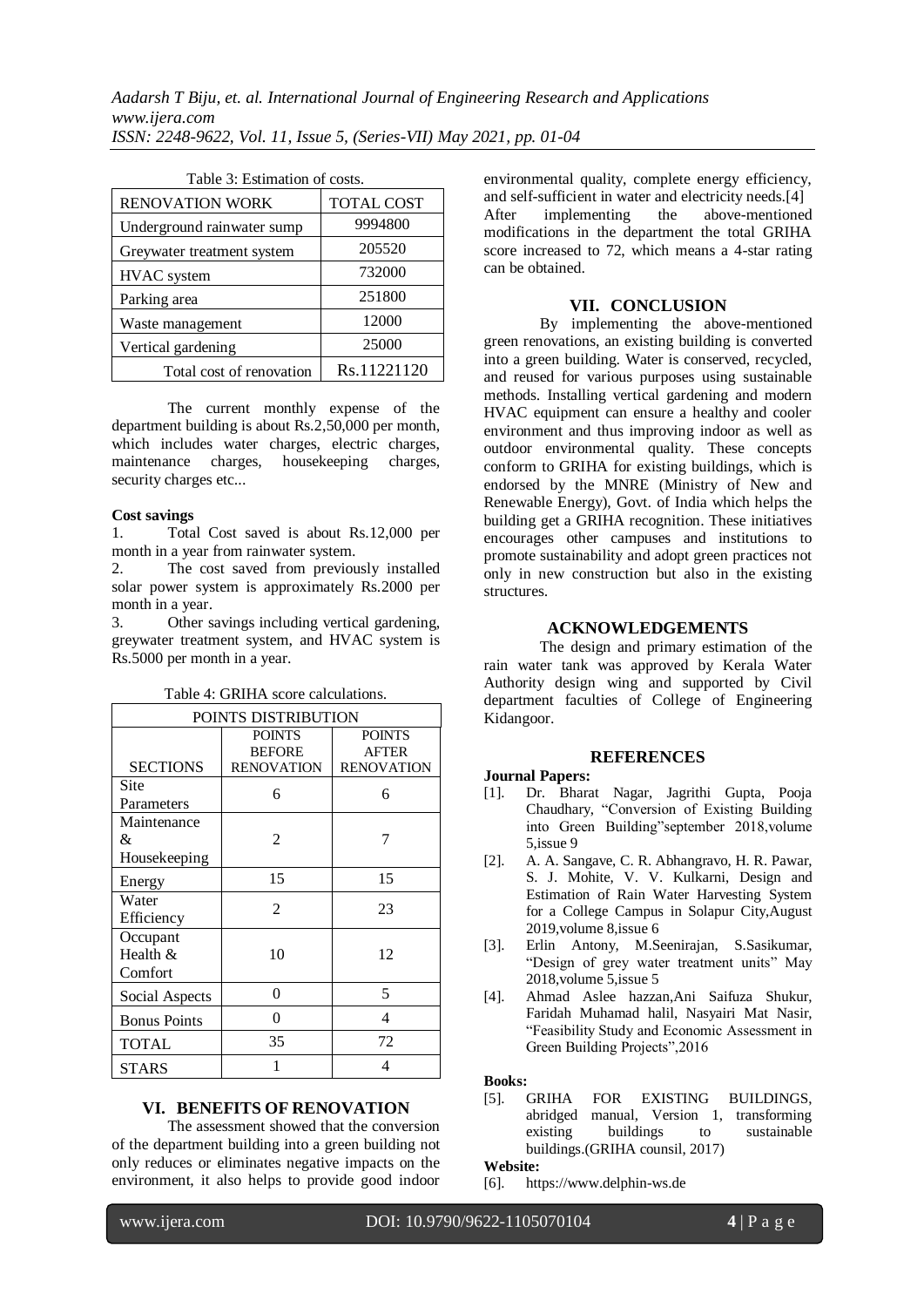Table 3: Estimation of costs.

| RENOVATION WORK | TOTAL COST |
|---|---|
| Underground rainwater sump | 9994800 |
| Greywater treatment system | 205520 |
| HVAC system | 732000 |
| Parking area | 251800 |
| Waste management | 12000 |
| Vertical gardening | 25000 |
| Total cost of renovation | Rs.11221120 |

The current monthly expense of the department building is about Rs.2,50,000 per month, which includes water charges, electric charges, maintenance charges, housekeeping charges, security charges etc...

**Cost savings**

1. Total Cost saved is about Rs.12,000 per month in a year from rainwater system.
2. The cost saved from previously installed solar power system is approximately Rs.2000 per month in a year.
3. Other savings including vertical gardening, greywater treatment system, and HVAC system is Rs.5000 per month in a year.

Table 4: GRIHA score calculations.

| POINTS DISTRIBUTION | | |
|---|---|---|
| SECTIONS | POINTS BEFORE RENOVATION | POINTS AFTER RENOVATION |
| Site Parameters | 6 | 6 |
| Maintenance & Housekeeping | 2 | 7 |
| Energy | 15 | 15 |
| Water Efficiency | 2 | 23 |
| Occupant Health & Comfort | 10 | 12 |
| Social Aspects | 0 | 5 |
| Bonus Points | 0 | 4 |
| TOTAL | 35 | 72 |
| STARS | 1 | 4 |

## VI. BENEFITS OF RENOVATION

The assessment showed that the conversion of the department building into a green building not only reduces or eliminates negative impacts on the environment, it also helps to provide good indoor environmental quality, complete energy efficiency, and self-sufficient in water and electricity needs.[4]

After implementing the above-mentioned modifications in the department the total GRIHA score increased to 72, which means a 4-star rating can be obtained.

## VII. CONCLUSION

By implementing the above-mentioned green renovations, an existing building is converted into a green building. Water is conserved, recycled, and reused for various purposes using sustainable methods. Installing vertical gardening and modern HVAC equipment can ensure a healthy and cooler environment and thus improving indoor as well as outdoor environmental quality. These concepts conform to GRIHA for existing buildings, which is endorsed by the MNRE (Ministry of New and Renewable Energy), Govt. of India which helps the building get a GRIHA recognition. These initiatives encourages other campuses and institutions to promote sustainability and adopt green practices not only in new construction but also in the existing structures.

## ACKNOWLEDGEMENTS

The design and primary estimation of the rain water tank was approved by Kerala Water Authority design wing and supported by Civil department faculties of College of Engineering Kidangoor.

## REFERENCES

**Journal Papers:**

[1]. Dr. Bharat Nagar, Jagrithi Gupta, Pooja Chaudhary, "Conversion of Existing Building into Green Building"september 2018,volume 5,issue 9

[2]. A. A. Sangave, C. R. Abhangravo, H. R. Pawar, S. J. Mohite, V. V. Kulkarni, Design and Estimation of Rain Water Harvesting System for a College Campus in Solapur City,August 2019,volume 8,issue 6

[3]. Erlin Antony, M.Seenirajan, S.Sasikumar, "Design of grey water treatment units" May 2018,volume 5,issue 5

[4]. Ahmad Aslee hazzan,Ani Saifuza Shukur, Faridah Muhamad halil, Nasyairi Mat Nasir, "Feasibility Study and Economic Assessment in Green Building Projects",2016

**Books:**

[5]. GRIHA FOR EXISTING BUILDINGS, abridged manual, Version 1, transforming existing buildings to sustainable buildings.(GRIHA counsil, 2017)

**Website:**

[6]. https://www.delphin-ws.de